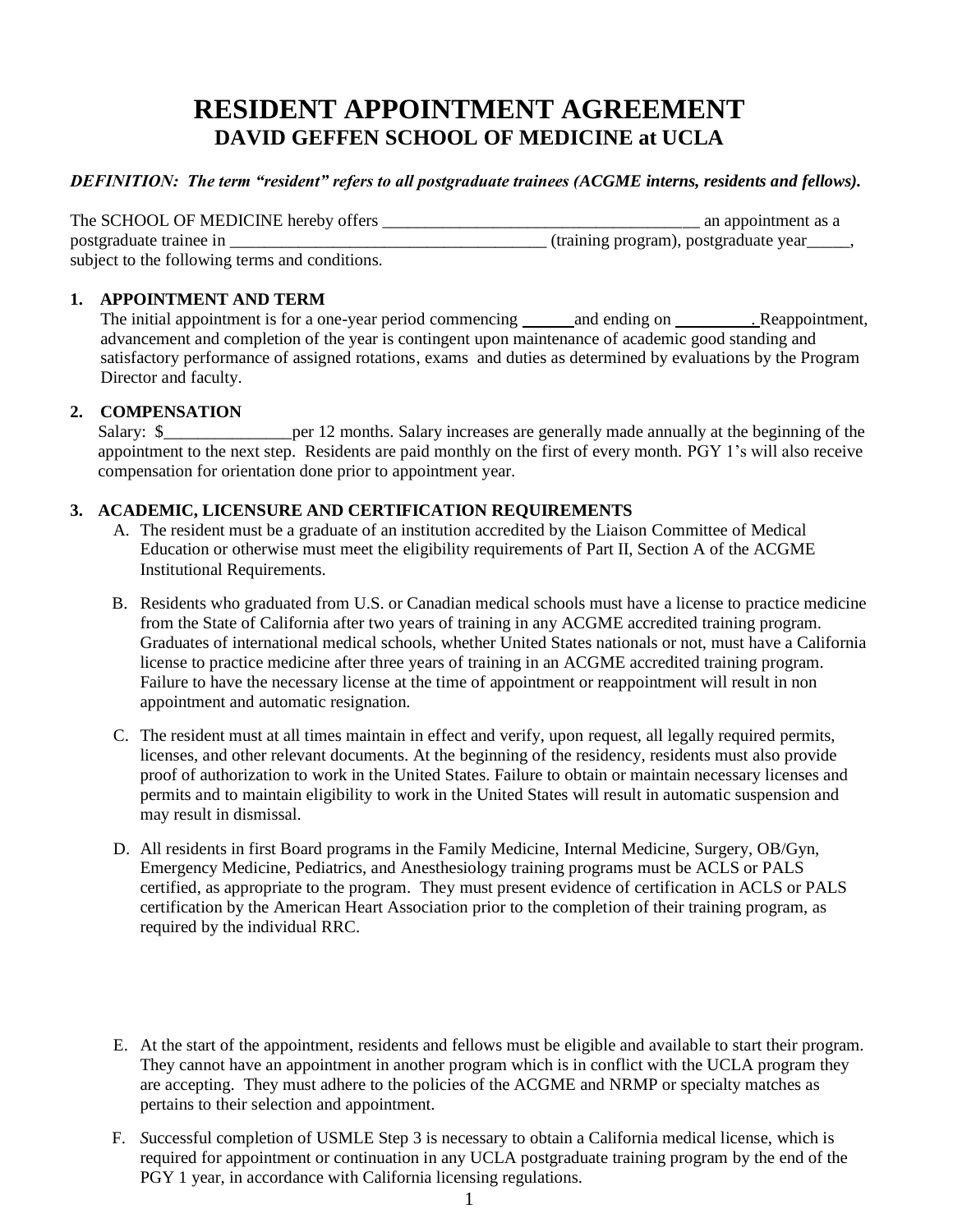# RESIDENT APPOINTMENT AGREEMENT

## DAVID GEFFEN SCHOOL OF MEDICINE at UCLA

***DEFINITION: The term "resident" refers to all postgraduate trainees (ACGME interns, residents and fellows).***

The SCHOOL OF MEDICINE hereby offers ____________________________________ an appointment as a postgraduate trainee in _____________________________________ (training program), postgraduate year_____, subject to the following terms and conditions.

**1. APPOINTMENT AND TERM**

The initial appointment is for a one-year period commencing ______ and ending on _________. Reappointment, advancement and completion of the year is contingent upon maintenance of academic good standing and satisfactory performance of assigned rotations, exams and duties as determined by evaluations by the Program Director and faculty.

**2. COMPENSATION**

Salary: $_______________per 12 months. Salary increases are generally made annually at the beginning of the appointment to the next step. Residents are paid monthly on the first of every month. PGY 1's will also receive compensation for orientation done prior to appointment year.

**3. ACADEMIC, LICENSURE AND CERTIFICATION REQUIREMENTS**

A. The resident must be a graduate of an institution accredited by the Liaison Committee of Medical Education or otherwise must meet the eligibility requirements of Part II, Section A of the ACGME Institutional Requirements.

B. Residents who graduated from U.S. or Canadian medical schools must have a license to practice medicine from the State of California after two years of training in any ACGME accredited training program. Graduates of international medical schools, whether United States nationals or not, must have a California license to practice medicine after three years of training in an ACGME accredited training program. Failure to have the necessary license at the time of appointment or reappointment will result in non appointment and automatic resignation.

C. The resident must at all times maintain in effect and verify, upon request, all legally required permits, licenses, and other relevant documents. At the beginning of the residency, residents must also provide proof of authorization to work in the United States. Failure to obtain or maintain necessary licenses and permits and to maintain eligibility to work in the United States will result in automatic suspension and may result in dismissal.

D. All residents in first Board programs in the Family Medicine, Internal Medicine, Surgery, OB/Gyn, Emergency Medicine, Pediatrics, and Anesthesiology training programs must be ACLS or PALS certified, as appropriate to the program. They must present evidence of certification in ACLS or PALS certification by the American Heart Association prior to the completion of their training program, as required by the individual RRC.

E. At the start of the appointment, residents and fellows must be eligible and available to start their program. They cannot have an appointment in another program which is in conflict with the UCLA program they are accepting. They must adhere to the policies of the ACGME and NRMP or specialty matches as pertains to their selection and appointment.

F. *S*uccessful completion of USMLE Step 3 is necessary to obtain a California medical license, which is required for appointment or continuation in any UCLA postgraduate training program by the end of the PGY 1 year, in accordance with California licensing regulations.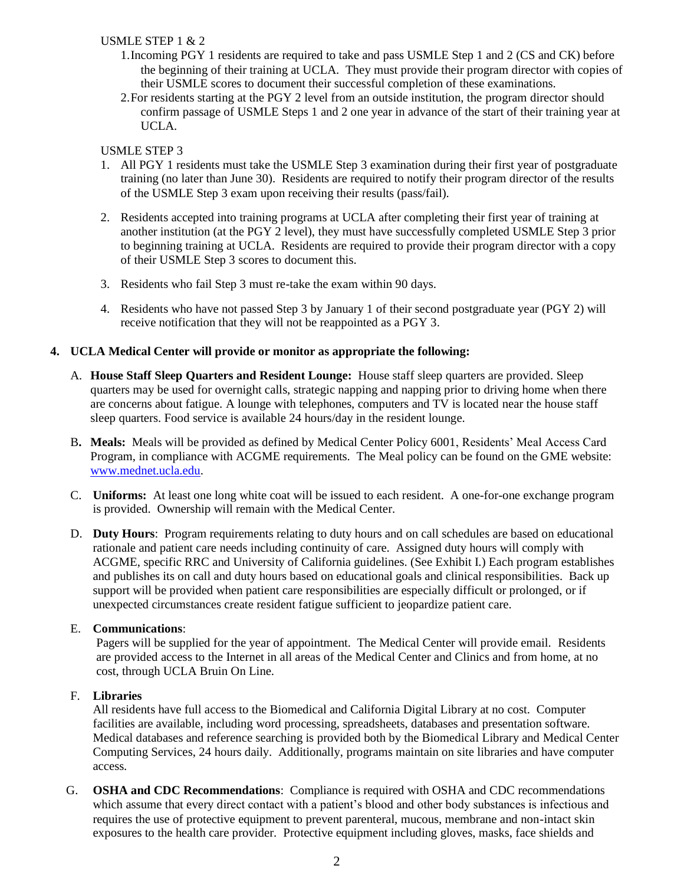USMLE STEP 1 & 2

1. Incoming PGY 1 residents are required to take and pass USMLE Step 1 and 2 (CS and CK) before the beginning of their training at UCLA. They must provide their program director with copies of their USMLE scores to document their successful completion of these examinations.
2. For residents starting at the PGY 2 level from an outside institution, the program director should confirm passage of USMLE Steps 1 and 2 one year in advance of the start of their training year at UCLA.

USMLE STEP 3

1. All PGY 1 residents must take the USMLE Step 3 examination during their first year of postgraduate training (no later than June 30). Residents are required to notify their program director of the results of the USMLE Step 3 exam upon receiving their results (pass/fail).

2. Residents accepted into training programs at UCLA after completing their first year of training at another institution (at the PGY 2 level), they must have successfully completed USMLE Step 3 prior to beginning training at UCLA. Residents are required to provide their program director with a copy of their USMLE Step 3 scores to document this.

3. Residents who fail Step 3 must re-take the exam within 90 days.

4. Residents who have not passed Step 3 by January 1 of their second postgraduate year (PGY 2) will receive notification that they will not be reappointed as a PGY 3.

**4. UCLA Medical Center will provide or monitor as appropriate the following:**

A. **House Staff Sleep Quarters and Resident Lounge:** House staff sleep quarters are provided. Sleep quarters may be used for overnight calls, strategic napping and napping prior to driving home when there are concerns about fatigue. A lounge with telephones, computers and TV is located near the house staff sleep quarters. Food service is available 24 hours/day in the resident lounge.

B. **Meals:** Meals will be provided as defined by Medical Center Policy 6001, Residents' Meal Access Card Program, in compliance with ACGME requirements. The Meal policy can be found on the GME website: www.mednet.ucla.edu.

C. **Uniforms:** At least one long white coat will be issued to each resident. A one-for-one exchange program is provided. Ownership will remain with the Medical Center.

D. **Duty Hours**: Program requirements relating to duty hours and on call schedules are based on educational rationale and patient care needs including continuity of care. Assigned duty hours will comply with ACGME, specific RRC and University of California guidelines. (See Exhibit I.) Each program establishes and publishes its on call and duty hours based on educational goals and clinical responsibilities. Back up support will be provided when patient care responsibilities are especially difficult or prolonged, or if unexpected circumstances create resident fatigue sufficient to jeopardize patient care.

E. **Communications**:
Pagers will be supplied for the year of appointment. The Medical Center will provide email. Residents are provided access to the Internet in all areas of the Medical Center and Clinics and from home, at no cost, through UCLA Bruin On Line.

F. **Libraries**
All residents have full access to the Biomedical and California Digital Library at no cost. Computer facilities are available, including word processing, spreadsheets, databases and presentation software. Medical databases and reference searching is provided both by the Biomedical Library and Medical Center Computing Services, 24 hours daily. Additionally, programs maintain on site libraries and have computer access.

G. **OSHA and CDC Recommendations**: Compliance is required with OSHA and CDC recommendations which assume that every direct contact with a patient's blood and other body substances is infectious and requires the use of protective equipment to prevent parenteral, mucous, membrane and non-intact skin exposures to the health care provider. Protective equipment including gloves, masks, face shields and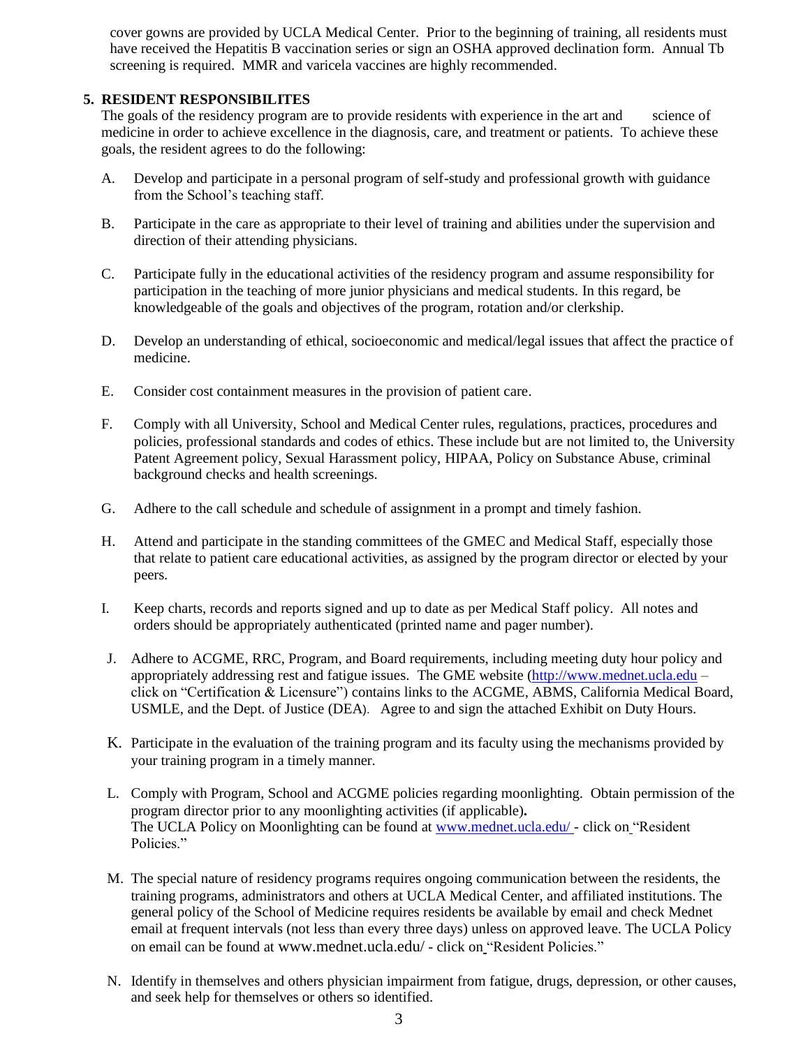cover gowns are provided by UCLA Medical Center. Prior to the beginning of training, all residents must have received the Hepatitis B vaccination series or sign an OSHA approved declination form. Annual Tb screening is required. MMR and varicela vaccines are highly recommended.

## 5. RESIDENT RESPONSIBILITES

The goals of the residency program are to provide residents with experience in the art and science of medicine in order to achieve excellence in the diagnosis, care, and treatment or patients. To achieve these goals, the resident agrees to do the following:

A. Develop and participate in a personal program of self-study and professional growth with guidance from the School's teaching staff.

B. Participate in the care as appropriate to their level of training and abilities under the supervision and direction of their attending physicians.

C. Participate fully in the educational activities of the residency program and assume responsibility for participation in the teaching of more junior physicians and medical students. In this regard, be knowledgeable of the goals and objectives of the program, rotation and/or clerkship.

D. Develop an understanding of ethical, socioeconomic and medical/legal issues that affect the practice of medicine.

E. Consider cost containment measures in the provision of patient care.

F. Comply with all University, School and Medical Center rules, regulations, practices, procedures and policies, professional standards and codes of ethics. These include but are not limited to, the University Patent Agreement policy, Sexual Harassment policy, HIPAA, Policy on Substance Abuse, criminal background checks and health screenings.

G. Adhere to the call schedule and schedule of assignment in a prompt and timely fashion.

H. Attend and participate in the standing committees of the GMEC and Medical Staff, especially those that relate to patient care educational activities, as assigned by the program director or elected by your peers.

I. Keep charts, records and reports signed and up to date as per Medical Staff policy. All notes and orders should be appropriately authenticated (printed name and pager number).

J. Adhere to ACGME, RRC, Program, and Board requirements, including meeting duty hour policy and appropriately addressing rest and fatigue issues. The GME website (http://www.mednet.ucla.edu – click on "Certification & Licensure") contains links to the ACGME, ABMS, California Medical Board, USMLE, and the Dept. of Justice (DEA). Agree to and sign the attached Exhibit on Duty Hours.

K. Participate in the evaluation of the training program and its faculty using the mechanisms provided by your training program in a timely manner.

L. Comply with Program, School and ACGME policies regarding moonlighting. Obtain permission of the program director prior to any moonlighting activities (if applicable). The UCLA Policy on Moonlighting can be found at www.mednet.ucla.edu/ - click on "Resident Policies."

M. The special nature of residency programs requires ongoing communication between the residents, the training programs, administrators and others at UCLA Medical Center, and affiliated institutions. The general policy of the School of Medicine requires residents be available by email and check Mednet email at frequent intervals (not less than every three days) unless on approved leave. The UCLA Policy on email can be found at www.mednet.ucla.edu/ - click on "Resident Policies."

N. Identify in themselves and others physician impairment from fatigue, drugs, depression, or other causes, and seek help for themselves or others so identified.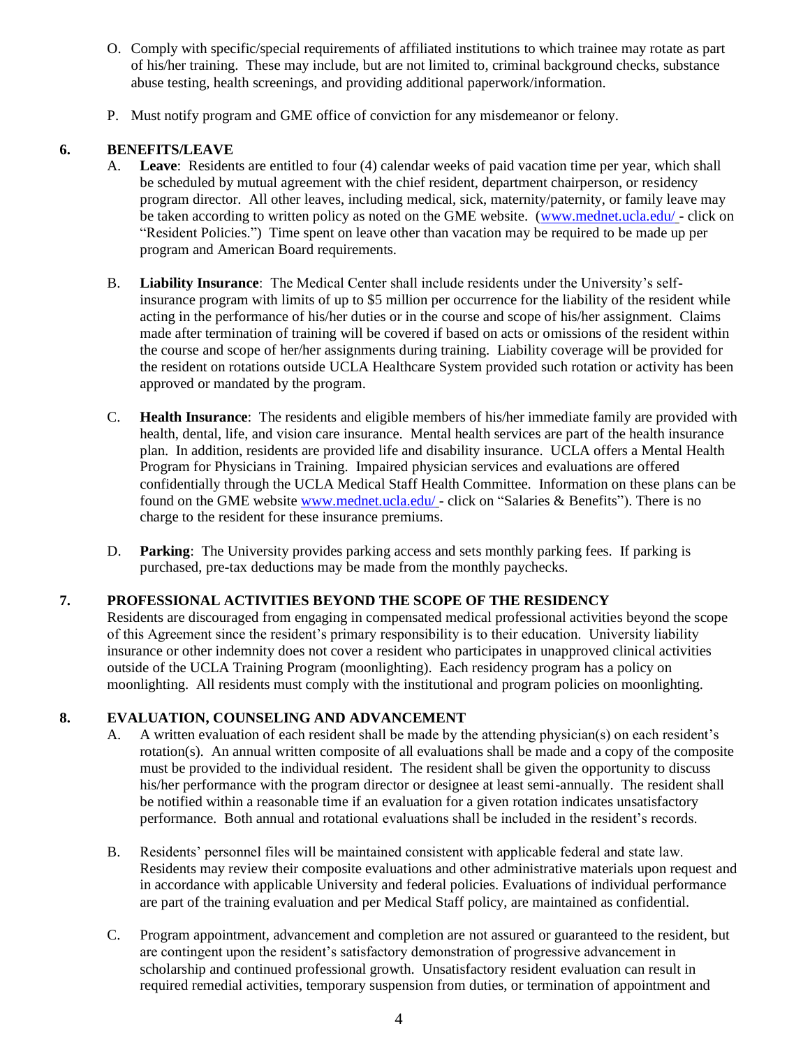O. Comply with specific/special requirements of affiliated institutions to which trainee may rotate as part of his/her training. These may include, but are not limited to, criminal background checks, substance abuse testing, health screenings, and providing additional paperwork/information.

P. Must notify program and GME office of conviction for any misdemeanor or felony.

## 6. BENEFITS/LEAVE

A. **Leave**: Residents are entitled to four (4) calendar weeks of paid vacation time per year, which shall be scheduled by mutual agreement with the chief resident, department chairperson, or residency program director. All other leaves, including medical, sick, maternity/paternity, or family leave may be taken according to written policy as noted on the GME website. (www.mednet.ucla.edu/ - click on "Resident Policies.") Time spent on leave other than vacation may be required to be made up per program and American Board requirements.

B. **Liability Insurance**: The Medical Center shall include residents under the University's self-insurance program with limits of up to $5 million per occurrence for the liability of the resident while acting in the performance of his/her duties or in the course and scope of his/her assignment. Claims made after termination of training will be covered if based on acts or omissions of the resident within the course and scope of her/her assignments during training. Liability coverage will be provided for the resident on rotations outside UCLA Healthcare System provided such rotation or activity has been approved or mandated by the program.

C. **Health Insurance**: The residents and eligible members of his/her immediate family are provided with health, dental, life, and vision care insurance. Mental health services are part of the health insurance plan. In addition, residents are provided life and disability insurance. UCLA offers a Mental Health Program for Physicians in Training. Impaired physician services and evaluations are offered confidentially through the UCLA Medical Staff Health Committee. Information on these plans can be found on the GME website www.mednet.ucla.edu/ - click on "Salaries & Benefits"). There is no charge to the resident for these insurance premiums.

D. **Parking**: The University provides parking access and sets monthly parking fees. If parking is purchased, pre-tax deductions may be made from the monthly paychecks.

## 7. PROFESSIONAL ACTIVITIES BEYOND THE SCOPE OF THE RESIDENCY

Residents are discouraged from engaging in compensated medical professional activities beyond the scope of this Agreement since the resident's primary responsibility is to their education. University liability insurance or other indemnity does not cover a resident who participates in unapproved clinical activities outside of the UCLA Training Program (moonlighting). Each residency program has a policy on moonlighting. All residents must comply with the institutional and program policies on moonlighting.

## 8. EVALUATION, COUNSELING AND ADVANCEMENT

A. A written evaluation of each resident shall be made by the attending physician(s) on each resident's rotation(s). An annual written composite of all evaluations shall be made and a copy of the composite must be provided to the individual resident. The resident shall be given the opportunity to discuss his/her performance with the program director or designee at least semi-annually. The resident shall be notified within a reasonable time if an evaluation for a given rotation indicates unsatisfactory performance. Both annual and rotational evaluations shall be included in the resident's records.

B. Residents' personnel files will be maintained consistent with applicable federal and state law. Residents may review their composite evaluations and other administrative materials upon request and in accordance with applicable University and federal policies. Evaluations of individual performance are part of the training evaluation and per Medical Staff policy, are maintained as confidential.

C. Program appointment, advancement and completion are not assured or guaranteed to the resident, but are contingent upon the resident's satisfactory demonstration of progressive advancement in scholarship and continued professional growth. Unsatisfactory resident evaluation can result in required remedial activities, temporary suspension from duties, or termination of appointment and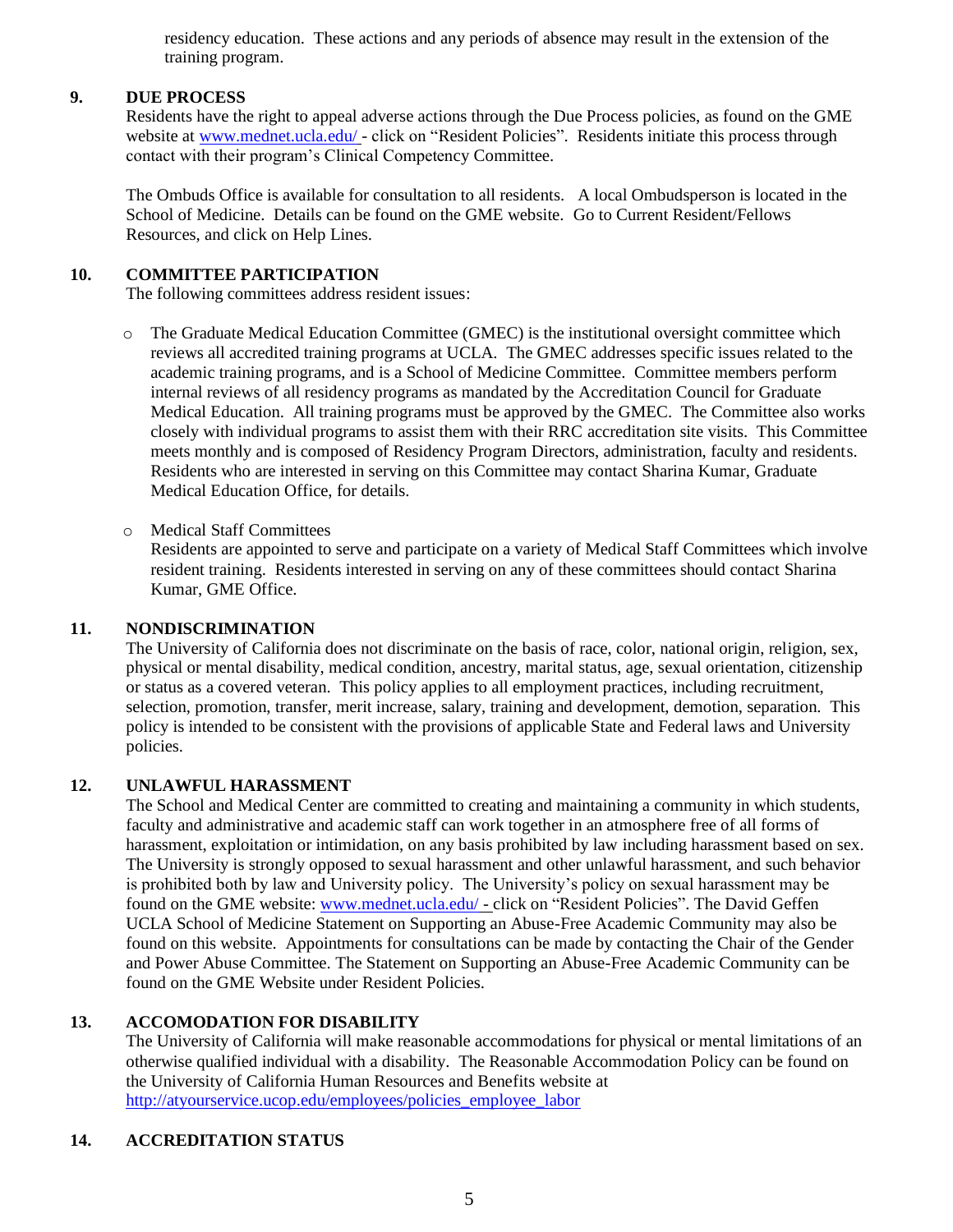residency education. These actions and any periods of absence may result in the extension of the training program.

## 9. DUE PROCESS

Residents have the right to appeal adverse actions through the Due Process policies, as found on the GME website at www.mednet.ucla.edu/ - click on "Resident Policies". Residents initiate this process through contact with their program's Clinical Competency Committee.

The Ombuds Office is available for consultation to all residents. A local Ombudsperson is located in the School of Medicine. Details can be found on the GME website. Go to Current Resident/Fellows Resources, and click on Help Lines.

## 10. COMMITTEE PARTICIPATION

The following committees address resident issues:

- The Graduate Medical Education Committee (GMEC) is the institutional oversight committee which reviews all accredited training programs at UCLA. The GMEC addresses specific issues related to the academic training programs, and is a School of Medicine Committee. Committee members perform internal reviews of all residency programs as mandated by the Accreditation Council for Graduate Medical Education. All training programs must be approved by the GMEC. The Committee also works closely with individual programs to assist them with their RRC accreditation site visits. This Committee meets monthly and is composed of Residency Program Directors, administration, faculty and residents. Residents who are interested in serving on this Committee may contact Sharina Kumar, Graduate Medical Education Office, for details.

- Medical Staff Committees
  Residents are appointed to serve and participate on a variety of Medical Staff Committees which involve resident training. Residents interested in serving on any of these committees should contact Sharina Kumar, GME Office.

## 11. NONDISCRIMINATION

The University of California does not discriminate on the basis of race, color, national origin, religion, sex, physical or mental disability, medical condition, ancestry, marital status, age, sexual orientation, citizenship or status as a covered veteran. This policy applies to all employment practices, including recruitment, selection, promotion, transfer, merit increase, salary, training and development, demotion, separation. This policy is intended to be consistent with the provisions of applicable State and Federal laws and University policies.

## 12. UNLAWFUL HARASSMENT

The School and Medical Center are committed to creating and maintaining a community in which students, faculty and administrative and academic staff can work together in an atmosphere free of all forms of harassment, exploitation or intimidation, on any basis prohibited by law including harassment based on sex. The University is strongly opposed to sexual harassment and other unlawful harassment, and such behavior is prohibited both by law and University policy. The University's policy on sexual harassment may be found on the GME website: www.mednet.ucla.edu/ - click on "Resident Policies". The David Geffen UCLA School of Medicine Statement on Supporting an Abuse-Free Academic Community may also be found on this website. Appointments for consultations can be made by contacting the Chair of the Gender and Power Abuse Committee. The Statement on Supporting an Abuse-Free Academic Community can be found on the GME Website under Resident Policies.

## 13. ACCOMODATION FOR DISABILITY

The University of California will make reasonable accommodations for physical or mental limitations of an otherwise qualified individual with a disability. The Reasonable Accommodation Policy can be found on the University of California Human Resources and Benefits website at http://atyourservice.ucop.edu/employees/policies_employee_labor

## 14. ACCREDITATION STATUS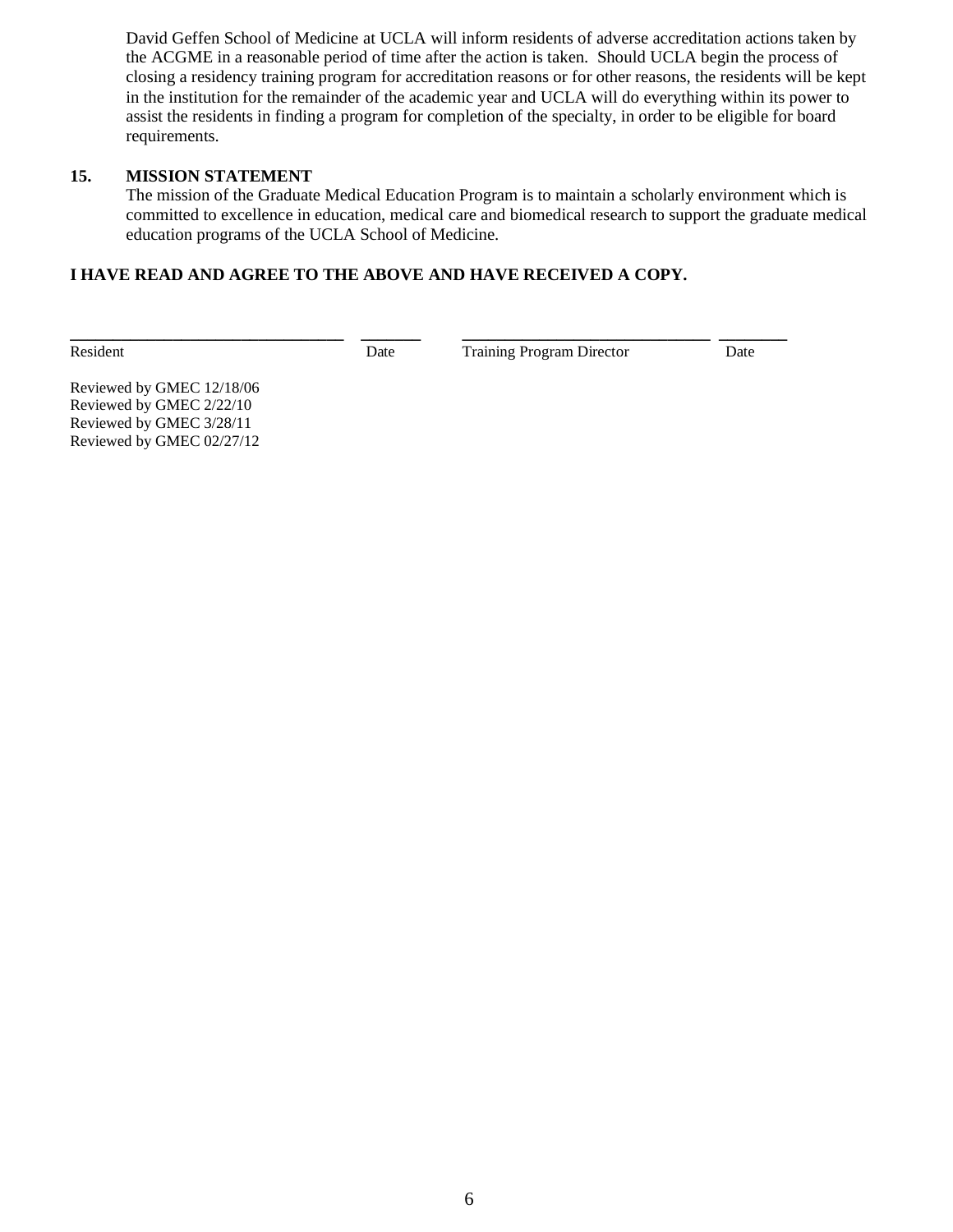David Geffen School of Medicine at UCLA will inform residents of adverse accreditation actions taken by the ACGME in a reasonable period of time after the action is taken. Should UCLA begin the process of closing a residency training program for accreditation reasons or for other reasons, the residents will be kept in the institution for the remainder of the academic year and UCLA will do everything within its power to assist the residents in finding a program for completion of the specialty, in order to be eligible for board requirements.

**15. MISSION STATEMENT**

The mission of the Graduate Medical Education Program is to maintain a scholarly environment which is committed to excellence in education, medical care and biomedical research to support the graduate medical education programs of the UCLA School of Medicine.

**I HAVE READ AND AGREE TO THE ABOVE AND HAVE RECEIVED A COPY.**

| ______________________________ | ________ | ______________________________ | ________ |
|---|---|---|---|
| Resident | Date | Training Program Director | Date |

Reviewed by GMEC 12/18/06
Reviewed by GMEC 2/22/10
Reviewed by GMEC 3/28/11
Reviewed by GMEC 02/27/12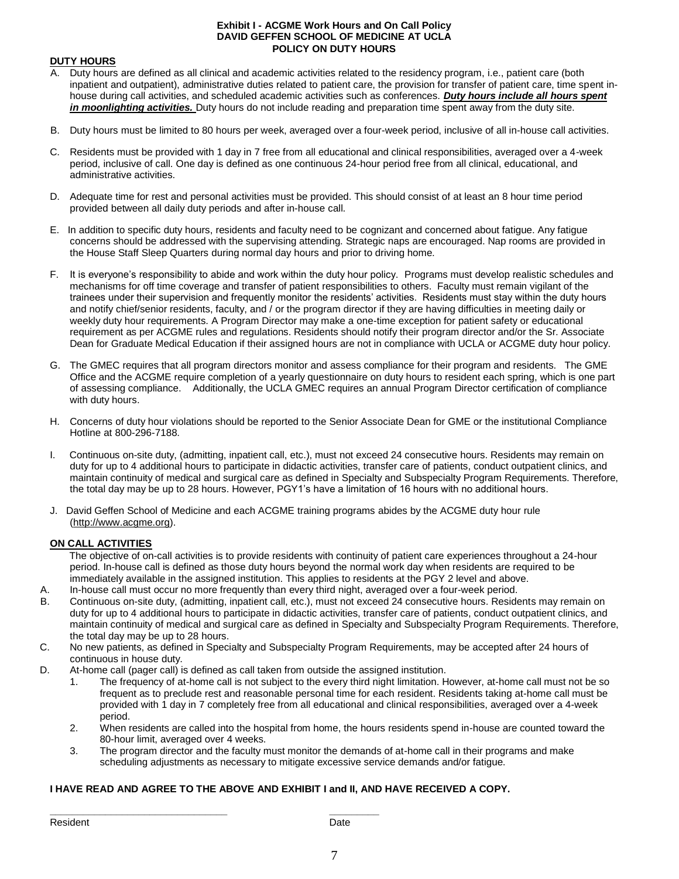**Exhibit I - ACGME Work Hours and On Call Policy**
**DAVID GEFFEN SCHOOL OF MEDICINE AT UCLA**
**POLICY ON DUTY HOURS**

**DUTY HOURS**

A. Duty hours are defined as all clinical and academic activities related to the residency program, i.e., patient care (both inpatient and outpatient), administrative duties related to patient care, the provision for transfer of patient care, time spent in-house during call activities, and scheduled academic activities such as conferences. ***Duty hours include all hours spent in moonlighting activities.*** Duty hours do not include reading and preparation time spent away from the duty site.

B. Duty hours must be limited to 80 hours per week, averaged over a four-week period, inclusive of all in-house call activities.

C. Residents must be provided with 1 day in 7 free from all educational and clinical responsibilities, averaged over a 4-week period, inclusive of call. One day is defined as one continuous 24-hour period free from all clinical, educational, and administrative activities.

D. Adequate time for rest and personal activities must be provided. This should consist of at least an 8 hour time period provided between all daily duty periods and after in-house call.

E. In addition to specific duty hours, residents and faculty need to be cognizant and concerned about fatigue. Any fatigue concerns should be addressed with the supervising attending. Strategic naps are encouraged. Nap rooms are provided in the House Staff Sleep Quarters during normal day hours and prior to driving home.

F. It is everyone's responsibility to abide and work within the duty hour policy. Programs must develop realistic schedules and mechanisms for off time coverage and transfer of patient responsibilities to others. Faculty must remain vigilant of the trainees under their supervision and frequently monitor the residents' activities. Residents must stay within the duty hours and notify chief/senior residents, faculty, and / or the program director if they are having difficulties in meeting daily or weekly duty hour requirements. A Program Director may make a one-time exception for patient safety or educational requirement as per ACGME rules and regulations. Residents should notify their program director and/or the Sr. Associate Dean for Graduate Medical Education if their assigned hours are not in compliance with UCLA or ACGME duty hour policy.

G. The GMEC requires that all program directors monitor and assess compliance for their program and residents. The GME Office and the ACGME require completion of a yearly questionnaire on duty hours to resident each spring, which is one part of assessing compliance. Additionally, the UCLA GMEC requires an annual Program Director certification of compliance with duty hours.

H. Concerns of duty hour violations should be reported to the Senior Associate Dean for GME or the institutional Compliance Hotline at 800-296-7188.

I. Continuous on-site duty, (admitting, inpatient call, etc.), must not exceed 24 consecutive hours. Residents may remain on duty for up to 4 additional hours to participate in didactic activities, transfer care of patients, conduct outpatient clinics, and maintain continuity of medical and surgical care as defined in Specialty and Subspecialty Program Requirements. Therefore, the total day may be up to 28 hours. However, PGY1's have a limitation of 16 hours with no additional hours.

J. David Geffen School of Medicine and each ACGME training programs abides by the ACGME duty hour rule (http://www.acgme.org).

**ON CALL ACTIVITIES**

The objective of on-call activities is to provide residents with continuity of patient care experiences throughout a 24-hour period. In-house call is defined as those duty hours beyond the normal work day when residents are required to be immediately available in the assigned institution. This applies to residents at the PGY 2 level and above.

A. In-house call must occur no more frequently than every third night, averaged over a four-week period.

B. Continuous on-site duty, (admitting, inpatient call, etc.), must not exceed 24 consecutive hours. Residents may remain on duty for up to 4 additional hours to participate in didactic activities, transfer care of patients, conduct outpatient clinics, and maintain continuity of medical and surgical care as defined in Specialty and Subspecialty Program Requirements. Therefore, the total day may be up to 28 hours.

C. No new patients, as defined in Specialty and Subspecialty Program Requirements, may be accepted after 24 hours of continuous in house duty.

D. At-home call (pager call) is defined as call taken from outside the assigned institution.
   1. The frequency of at-home call is not subject to the every third night limitation. However, at-home call must not be so frequent as to preclude rest and reasonable personal time for each resident. Residents taking at-home call must be provided with 1 day in 7 completely free from all educational and clinical responsibilities, averaged over a 4-week period.
   2. When residents are called into the hospital from home, the hours residents spend in-house are counted toward the 80-hour limit, averaged over 4 weeks.
   3. The program director and the faculty must monitor the demands of at-home call in their programs and make scheduling adjustments as necessary to mitigate excessive service demands and/or fatigue.

**I HAVE READ AND AGREE TO THE ABOVE AND EXHIBIT I and II, AND HAVE RECEIVED A COPY.**

\_\_\_\_\_\_\_\_\_\_\_\_\_\_\_\_\_\_\_\_\_\_\_\_\_\_\_\_\_\_\_\_ \_\_\_\_\_\_\_\_\_
Resident Date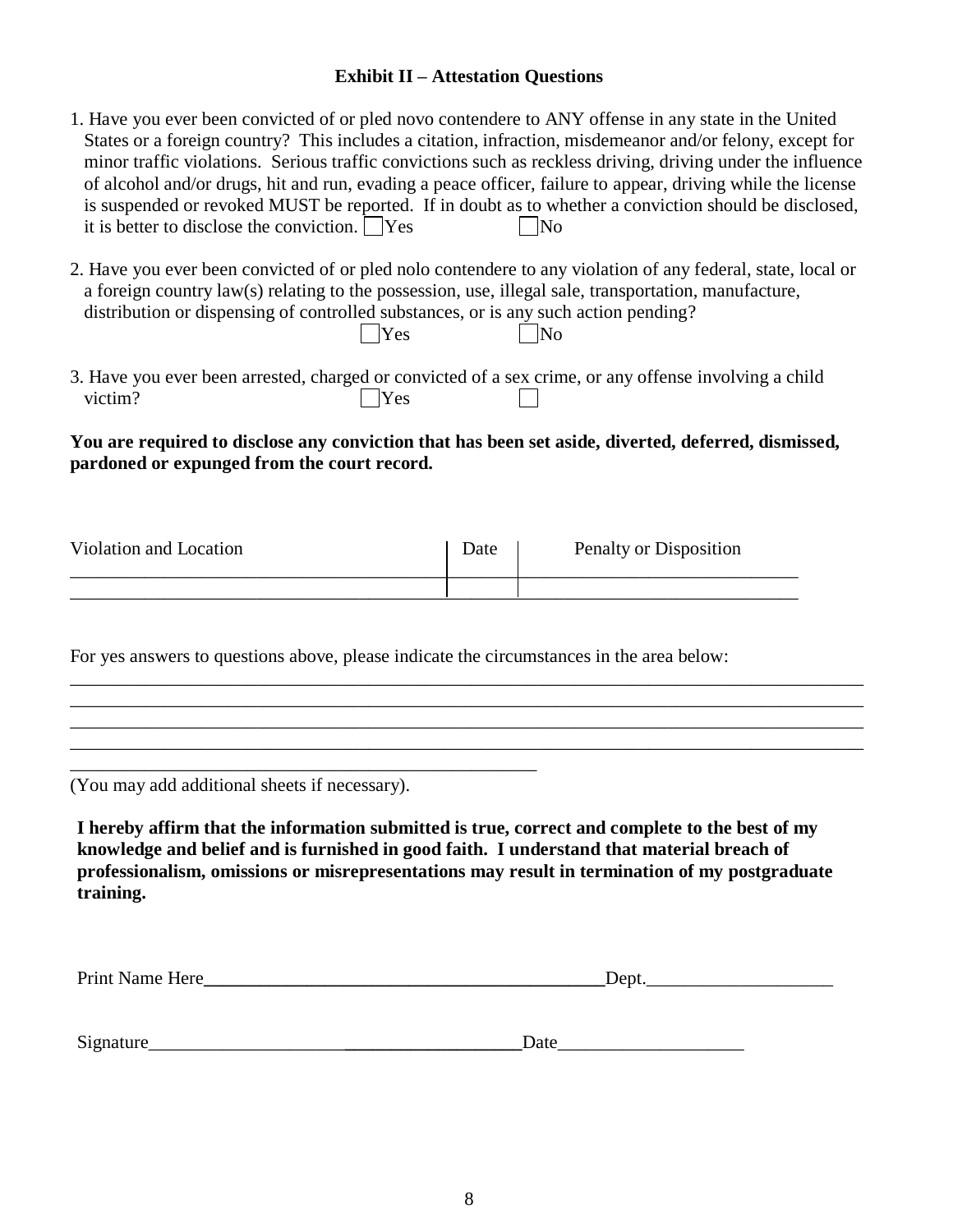**Exhibit II – Attestation Questions**

1. Have you ever been convicted of or pled novo contendere to ANY offense in any state in the United States or a foreign country? This includes a citation, infraction, misdemeanor and/or felony, except for minor traffic violations. Serious traffic convictions such as reckless driving, driving under the influence of alcohol and/or drugs, hit and run, evading a peace officer, failure to appear, driving while the license is suspended or revoked MUST be reported. If in doubt as to whether a conviction should be disclosed, it is better to disclose the conviction. ☐ Yes ☐ No

2. Have you ever been convicted of or pled nolo contendere to any violation of any federal, state, local or a foreign country law(s) relating to the possession, use, illegal sale, transportation, manufacture, distribution or dispensing of controlled substances, or is any such action pending?
☐ Yes ☐ No

3. Have you ever been arrested, charged or convicted of a sex crime, or any offense involving a child victim? ☐ Yes ☐

**You are required to disclose any conviction that has been set aside, diverted, deferred, dismissed, pardoned or expunged from the court record.**

| Violation and Location | Date | Penalty or Disposition |
|---|---|---|
| | | |

For yes answers to questions above, please indicate the circumstances in the area below:

_______________________________________________________________________________
_______________________________________________________________________________
_______________________________________________________________________________
_______________________________________________________________________________
_______________________________________________
(You may add additional sheets if necessary).

**I hereby affirm that the information submitted is true, correct and complete to the best of my knowledge and belief and is furnished in good faith. I understand that material breach of professionalism, omissions or misrepresentations may result in termination of my postgraduate training.**

Print Name Here________________________________________Dept.____________________

Signature________________________________________Date____________________